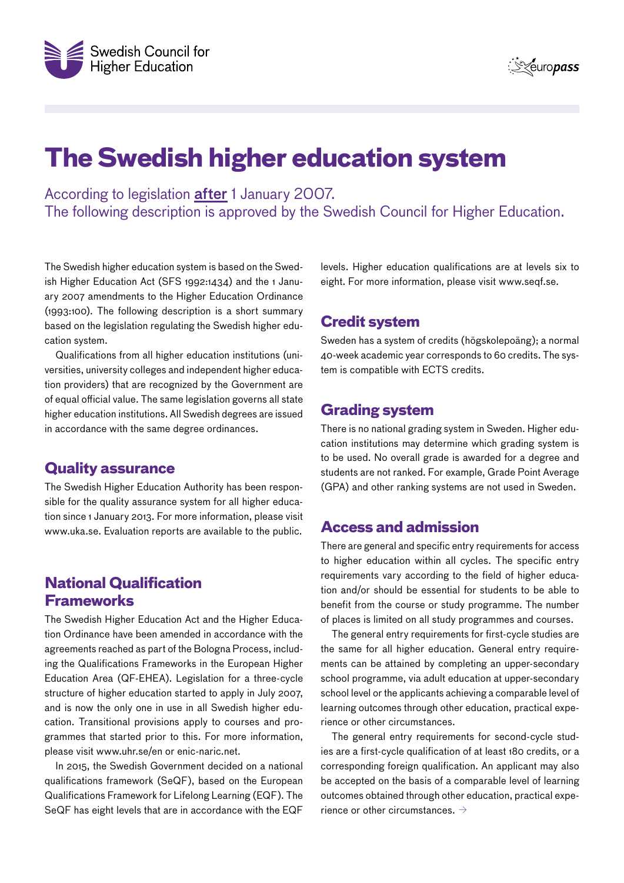Swedish Council for Higher Education

europass

# The Swedish higher education system

According to legislation **after** 1 January 2007.
The following description is approved by the Swedish Council for Higher Education.

The Swedish higher education system is based on the Swedish Higher Education Act (SFS 1992:1434) and the 1 January 2007 amendments to the Higher Education Ordinance (1993:100). The following description is a short summary based on the legislation regulating the Swedish higher education system.

Qualifications from all higher education institutions (universities, university colleges and independent higher education providers) that are recognized by the Government are of equal official value. The same legislation governs all state higher education institutions. All Swedish degrees are issued in accordance with the same degree ordinances.

## Quality assurance

The Swedish Higher Education Authority has been responsible for the quality assurance system for all higher education since 1 January 2013. For more information, please visit www.uka.se. Evaluation reports are available to the public.

## National Qualification Frameworks

The Swedish Higher Education Act and the Higher Education Ordinance have been amended in accordance with the agreements reached as part of the Bologna Process, including the Qualifications Frameworks in the European Higher Education Area (QF-EHEA). Legislation for a three-cycle structure of higher education started to apply in July 2007, and is now the only one in use in all Swedish higher education. Transitional provisions apply to courses and programmes that started prior to this. For more information, please visit www.uhr.se/en or enic-naric.net.

In 2015, the Swedish Government decided on a national qualifications framework (SeQF), based on the European Qualifications Framework for Lifelong Learning (EQF). The SeQF has eight levels that are in accordance with the EQF levels. Higher education qualifications are at levels six to eight. For more information, please visit www.seqf.se.

## Credit system

Sweden has a system of credits (högskolepoäng); a normal 40-week academic year corresponds to 60 credits. The system is compatible with ECTS credits.

## Grading system

There is no national grading system in Sweden. Higher education institutions may determine which grading system is to be used. No overall grade is awarded for a degree and students are not ranked. For example, Grade Point Average (GPA) and other ranking systems are not used in Sweden.

## Access and admission

There are general and specific entry requirements for access to higher education within all cycles. The specific entry requirements vary according to the field of higher education and/or should be essential for students to be able to benefit from the course or study programme. The number of places is limited on all study programmes and courses.

The general entry requirements for first-cycle studies are the same for all higher education. General entry requirements can be attained by completing an upper-secondary school programme, via adult education at upper-secondary school level or the applicants achieving a comparable level of learning outcomes through other education, practical experience or other circumstances.

The general entry requirements for second-cycle studies are a first-cycle qualification of at least 180 credits, or a corresponding foreign qualification. An applicant may also be accepted on the basis of a comparable level of learning outcomes obtained through other education, practical experience or other circumstances. →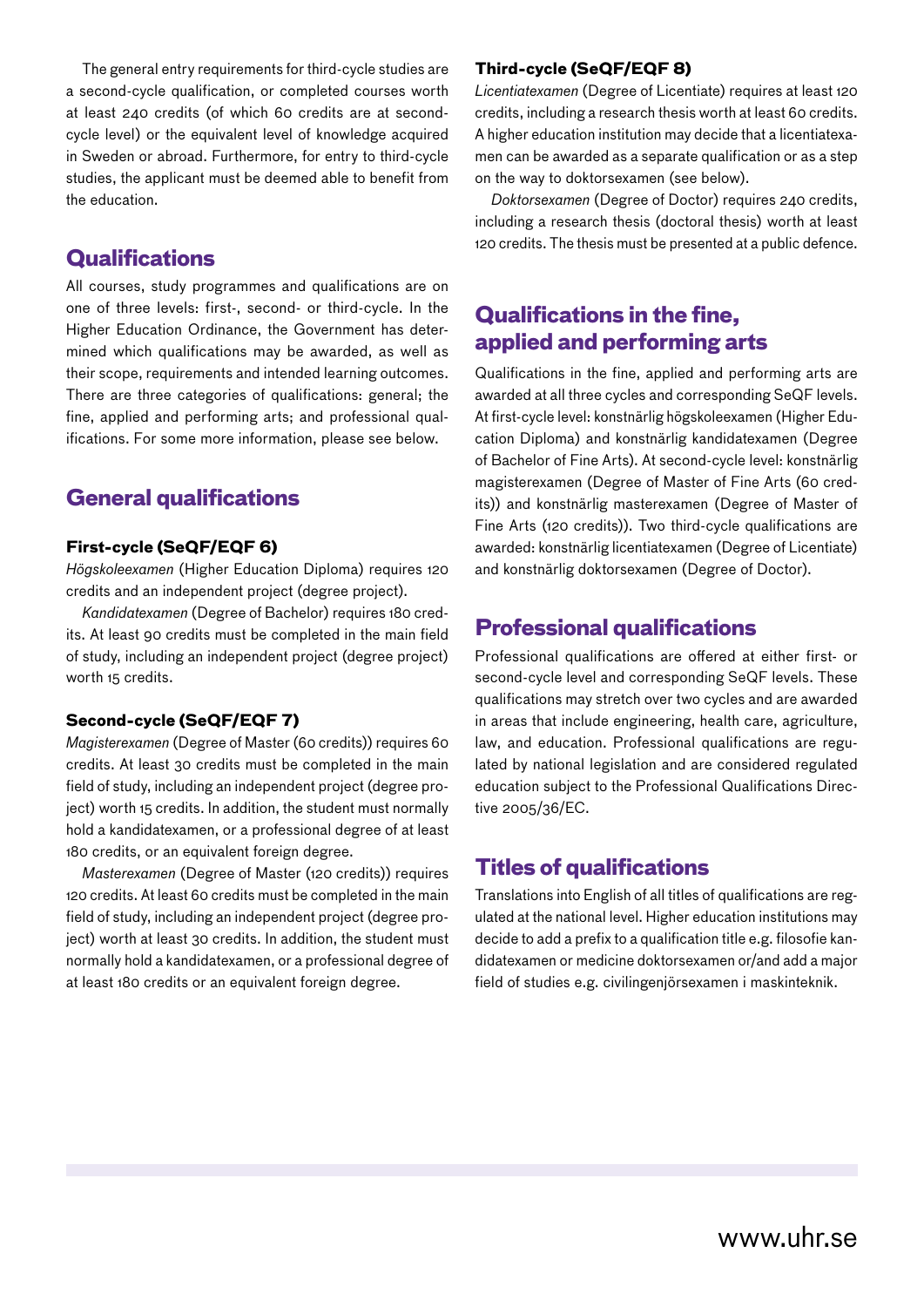The general entry requirements for third-cycle studies are a second-cycle qualification, or completed courses worth at least 240 credits (of which 60 credits are at second-cycle level) or the equivalent level of knowledge acquired in Sweden or abroad. Furthermore, for entry to third-cycle studies, the applicant must be deemed able to benefit from the education.

## Qualifications

All courses, study programmes and qualifications are on one of three levels: first-, second- or third-cycle. In the Higher Education Ordinance, the Government has determined which qualifications may be awarded, as well as their scope, requirements and intended learning outcomes. There are three categories of qualifications: general; the fine, applied and performing arts; and professional qualifications. For some more information, please see below.

## General qualifications

### First-cycle (SeQF/EQF 6)

*Högskoleexamen* (Higher Education Diploma) requires 120 credits and an independent project (degree project).

*Kandidatexamen* (Degree of Bachelor) requires 180 credits. At least 90 credits must be completed in the main field of study, including an independent project (degree project) worth 15 credits.

### Second-cycle (SeQF/EQF 7)

*Magisterexamen* (Degree of Master (60 credits)) requires 60 credits. At least 30 credits must be completed in the main field of study, including an independent project (degree project) worth 15 credits. In addition, the student must normally hold a kandidatexamen, or a professional degree of at least 180 credits, or an equivalent foreign degree.

*Masterexamen* (Degree of Master (120 credits)) requires 120 credits. At least 60 credits must be completed in the main field of study, including an independent project (degree project) worth at least 30 credits. In addition, the student must normally hold a kandidatexamen, or a professional degree of at least 180 credits or an equivalent foreign degree.

### Third-cycle (SeQF/EQF 8)

*Licentiatexamen* (Degree of Licentiate) requires at least 120 credits, including a research thesis worth at least 60 credits. A higher education institution may decide that a licentiatexamen can be awarded as a separate qualification or as a step on the way to doktorsexamen (see below).

*Doktorsexamen* (Degree of Doctor) requires 240 credits, including a research thesis (doctoral thesis) worth at least 120 credits. The thesis must be presented at a public defence.

## Qualifications in the fine, applied and performing arts

Qualifications in the fine, applied and performing arts are awarded at all three cycles and corresponding SeQF levels. At first-cycle level: konstnärlig högskoleexamen (Higher Education Diploma) and konstnärlig kandidatexamen (Degree of Bachelor of Fine Arts). At second-cycle level: konstnärlig magisterexamen (Degree of Master of Fine Arts (60 credits)) and konstnärlig masterexamen (Degree of Master of Fine Arts (120 credits)). Two third-cycle qualifications are awarded: konstnärlig licentiatexamen (Degree of Licentiate) and konstnärlig doktorsexamen (Degree of Doctor).

## Professional qualifications

Professional qualifications are offered at either first- or second-cycle level and corresponding SeQF levels. These qualifications may stretch over two cycles and are awarded in areas that include engineering, health care, agriculture, law, and education. Professional qualifications are regulated by national legislation and are considered regulated education subject to the Professional Qualifications Directive 2005/36/EC.

## Titles of qualifications

Translations into English of all titles of qualifications are regulated at the national level. Higher education institutions may decide to add a prefix to a qualification title e.g. filosofie kandidatexamen or medicine doktorsexamen or/and add a major field of studies e.g. civilingenjörsexamen i maskinteknik.

www.uhr.se